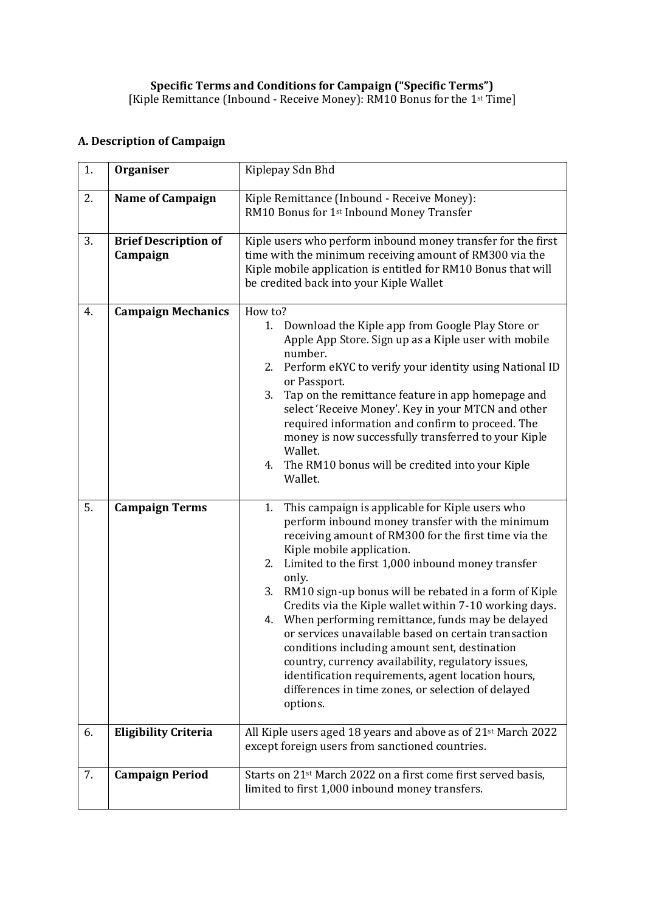**Specific Terms and Conditions for Campaign ("Specific Terms")**
[Kiple Remittance (Inbound - Receive Money): RM10 Bonus for the 1st Time]

## A. Description of Campaign

| | | |
|---|---|---|
| 1. | **Organiser** | Kiplepay Sdn Bhd |
| 2. | **Name of Campaign** | Kiple Remittance (Inbound - Receive Money): RM10 Bonus for 1st Inbound Money Transfer |
| 3. | **Brief Description of Campaign** | Kiple users who perform inbound money transfer for the first time with the minimum receiving amount of RM300 via the Kiple mobile application is entitled for RM10 Bonus that will be credited back into your Kiple Wallet |
| 4. | **Campaign Mechanics** | How to?<br>1. Download the Kiple app from Google Play Store or Apple App Store. Sign up as a Kiple user with mobile number.<br>2. Perform eKYC to verify your identity using National ID or Passport.<br>3. Tap on the remittance feature in app homepage and select 'Receive Money'. Key in your MTCN and other required information and confirm to proceed. The money is now successfully transferred to your Kiple Wallet.<br>4. The RM10 bonus will be credited into your Kiple Wallet. |
| 5. | **Campaign Terms** | 1. This campaign is applicable for Kiple users who perform inbound money transfer with the minimum receiving amount of RM300 for the first time via the Kiple mobile application.<br>2. Limited to the first 1,000 inbound money transfer only.<br>3. RM10 sign-up bonus will be rebated in a form of Kiple Credits via the Kiple wallet within 7-10 working days.<br>4. When performing remittance, funds may be delayed or services unavailable based on certain transaction conditions including amount sent, destination country, currency availability, regulatory issues, identification requirements, agent location hours, differences in time zones, or selection of delayed options. |
| 6. | **Eligibility Criteria** | All Kiple users aged 18 years and above as of 21st March 2022 except foreign users from sanctioned countries. |
| 7. | **Campaign Period** | Starts on 21st March 2022 on a first come first served basis, limited to first 1,000 inbound money transfers. |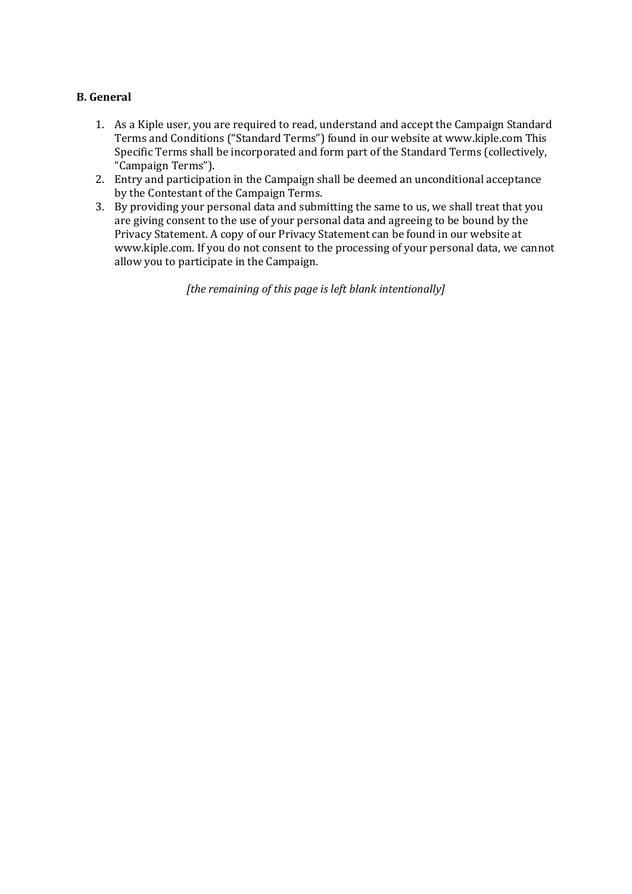**B. General**

1. As a Kiple user, you are required to read, understand and accept the Campaign Standard Terms and Conditions ("Standard Terms") found in our website at www.kiple.com This Specific Terms shall be incorporated and form part of the Standard Terms (collectively, "Campaign Terms").
2. Entry and participation in the Campaign shall be deemed an unconditional acceptance by the Contestant of the Campaign Terms.
3. By providing your personal data and submitting the same to us, we shall treat that you are giving consent to the use of your personal data and agreeing to be bound by the Privacy Statement. A copy of our Privacy Statement can be found in our website at www.kiple.com. If you do not consent to the processing of your personal data, we cannot allow you to participate in the Campaign.

*[the remaining of this page is left blank intentionally]*